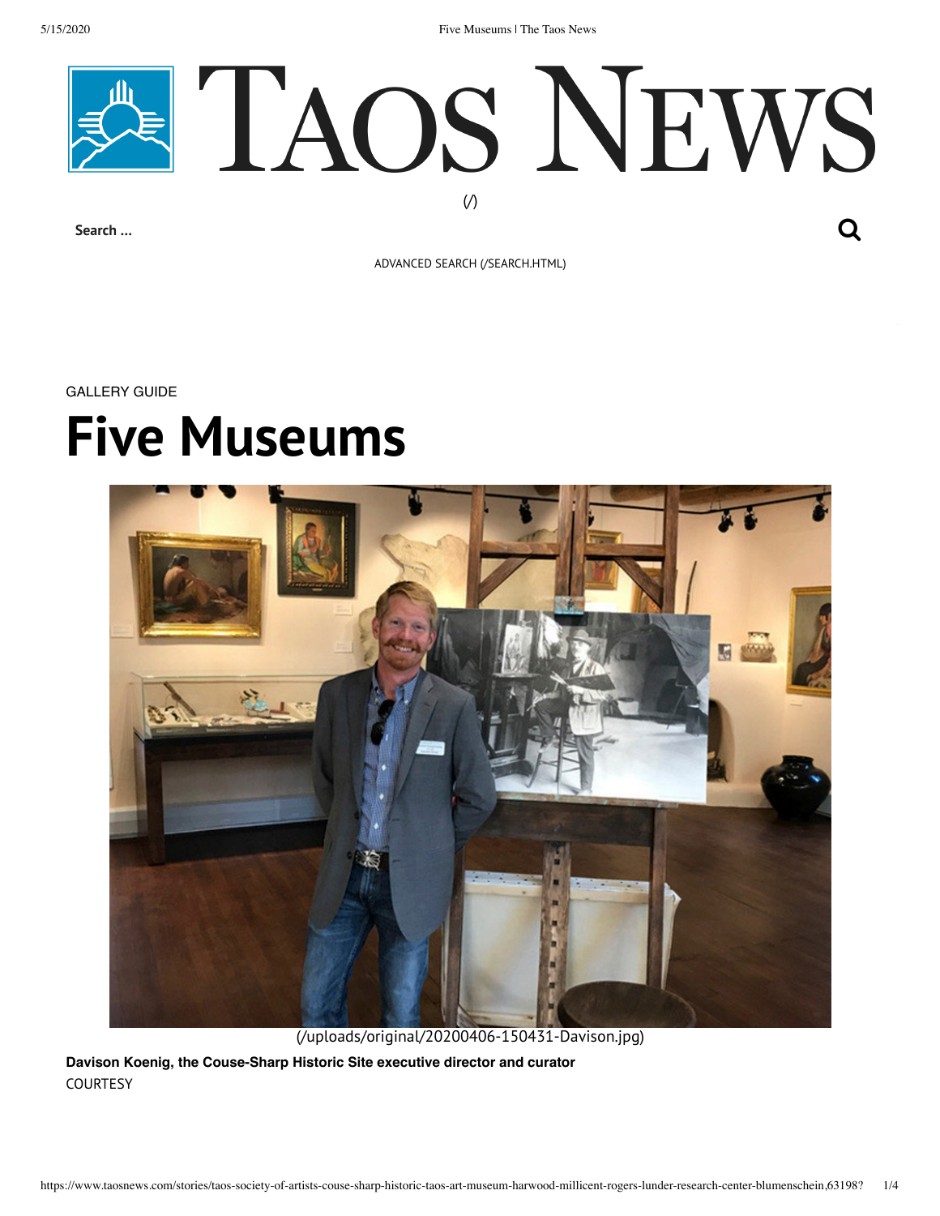# TAOS NEWS

(/)

Search ...

ADVANCED SEARCH (/SEARCH.HTML)

GALLERY GUIDE

# Five Museums

(/uploads/original/20200406-150431-Davison.jpg)

**Davison Koenig, the Couse-Sharp Historic Site executive director and curator**
COURTESY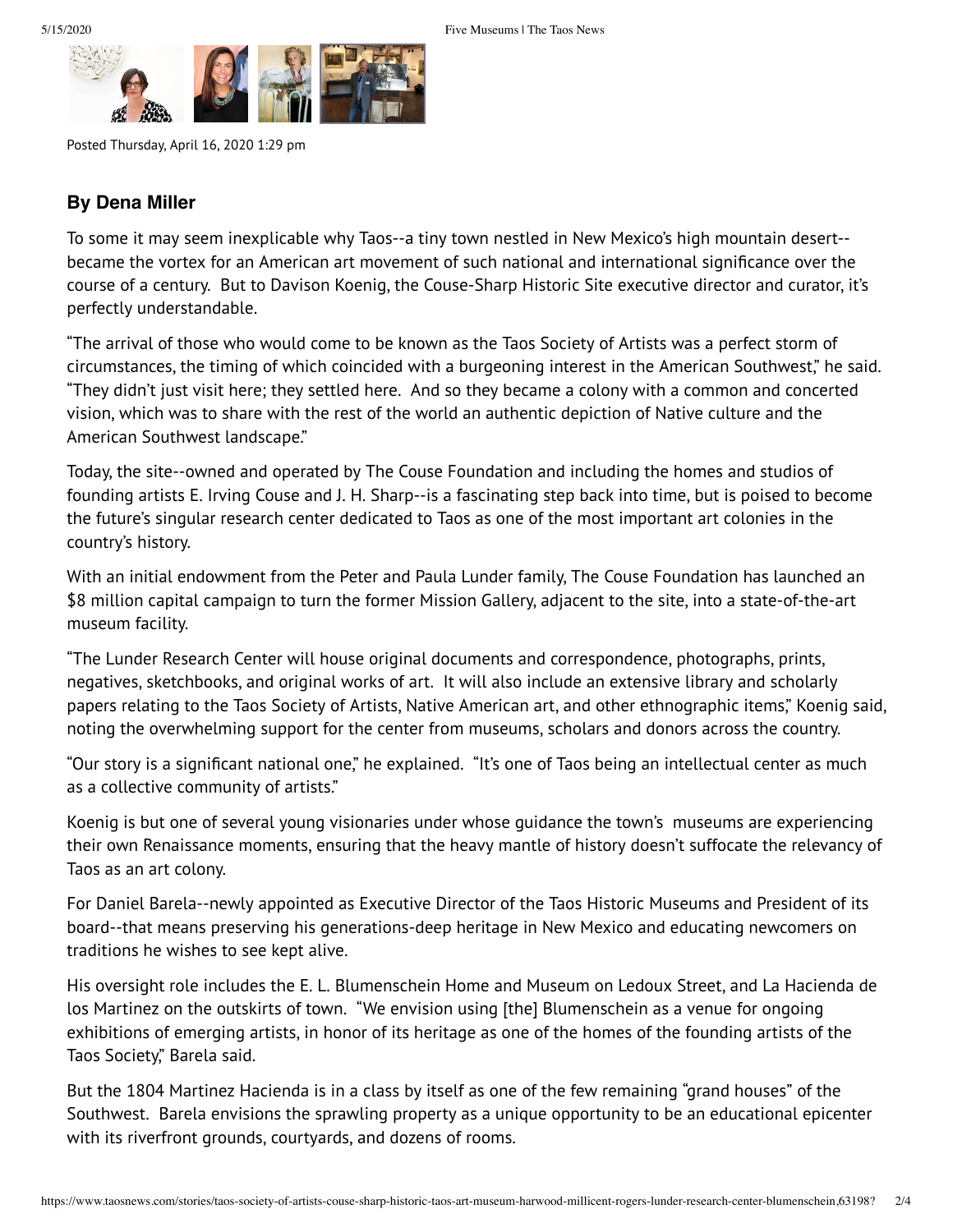Posted Thursday, April 16, 2020 1:29 pm

**By Dena Miller**

To some it may seem inexplicable why Taos--a tiny town nestled in New Mexico's high mountain desert--became the vortex for an American art movement of such national and international significance over the course of a century. But to Davison Koenig, the Couse-Sharp Historic Site executive director and curator, it's perfectly understandable.

"The arrival of those who would come to be known as the Taos Society of Artists was a perfect storm of circumstances, the timing of which coincided with a burgeoning interest in the American Southwest," he said. "They didn't just visit here; they settled here. And so they became a colony with a common and concerted vision, which was to share with the rest of the world an authentic depiction of Native culture and the American Southwest landscape."

Today, the site--owned and operated by The Couse Foundation and including the homes and studios of founding artists E. Irving Couse and J. H. Sharp--is a fascinating step back into time, but is poised to become the future's singular research center dedicated to Taos as one of the most important art colonies in the country's history.

With an initial endowment from the Peter and Paula Lunder family, The Couse Foundation has launched an $8 million capital campaign to turn the former Mission Gallery, adjacent to the site, into a state-of-the-art museum facility.

"The Lunder Research Center will house original documents and correspondence, photographs, prints, negatives, sketchbooks, and original works of art. It will also include an extensive library and scholarly papers relating to the Taos Society of Artists, Native American art, and other ethnographic items," Koenig said, noting the overwhelming support for the center from museums, scholars and donors across the country.

"Our story is a significant national one," he explained. "It's one of Taos being an intellectual center as much as a collective community of artists."

Koenig is but one of several young visionaries under whose guidance the town's museums are experiencing their own Renaissance moments, ensuring that the heavy mantle of history doesn't suffocate the relevancy of Taos as an art colony.

For Daniel Barela--newly appointed as Executive Director of the Taos Historic Museums and President of its board--that means preserving his generations-deep heritage in New Mexico and educating newcomers on traditions he wishes to see kept alive.

His oversight role includes the E. L. Blumenschein Home and Museum on Ledoux Street, and La Hacienda de los Martinez on the outskirts of town. "We envision using [the] Blumenschein as a venue for ongoing exhibitions of emerging artists, in honor of its heritage as one of the homes of the founding artists of the Taos Society," Barela said.

But the 1804 Martinez Hacienda is in a class by itself as one of the few remaining "grand houses" of the Southwest. Barela envisions the sprawling property as a unique opportunity to be an educational epicenter with its riverfront grounds, courtyards, and dozens of rooms.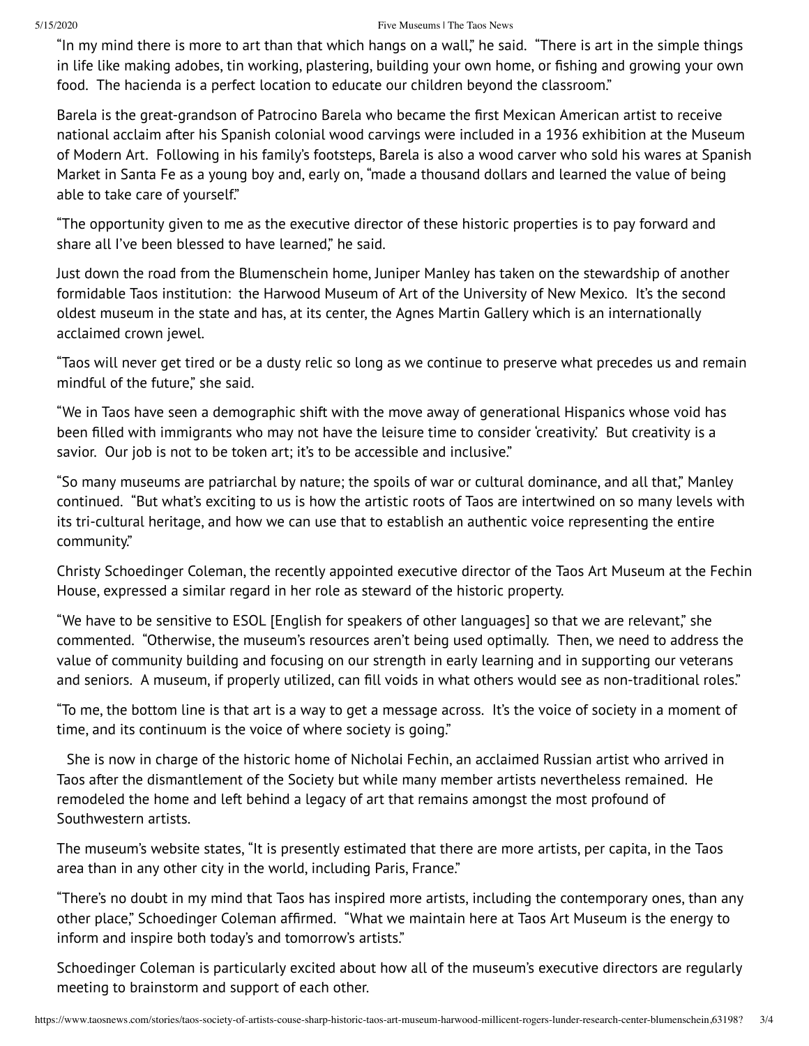"In my mind there is more to art than that which hangs on a wall," he said. "There is art in the simple things in life like making adobes, tin working, plastering, building your own home, or fishing and growing your own food. The hacienda is a perfect location to educate our children beyond the classroom."

Barela is the great-grandson of Patrocino Barela who became the first Mexican American artist to receive national acclaim after his Spanish colonial wood carvings were included in a 1936 exhibition at the Museum of Modern Art. Following in his family's footsteps, Barela is also a wood carver who sold his wares at Spanish Market in Santa Fe as a young boy and, early on, "made a thousand dollars and learned the value of being able to take care of yourself."

"The opportunity given to me as the executive director of these historic properties is to pay forward and share all I've been blessed to have learned," he said.

Just down the road from the Blumenschein home, Juniper Manley has taken on the stewardship of another formidable Taos institution: the Harwood Museum of Art of the University of New Mexico. It's the second oldest museum in the state and has, at its center, the Agnes Martin Gallery which is an internationally acclaimed crown jewel.

"Taos will never get tired or be a dusty relic so long as we continue to preserve what precedes us and remain mindful of the future," she said.

"We in Taos have seen a demographic shift with the move away of generational Hispanics whose void has been filled with immigrants who may not have the leisure time to consider 'creativity.' But creativity is a savior. Our job is not to be token art; it's to be accessible and inclusive."

"So many museums are patriarchal by nature; the spoils of war or cultural dominance, and all that," Manley continued. "But what's exciting to us is how the artistic roots of Taos are intertwined on so many levels with its tri-cultural heritage, and how we can use that to establish an authentic voice representing the entire community."

Christy Schoedinger Coleman, the recently appointed executive director of the Taos Art Museum at the Fechin House, expressed a similar regard in her role as steward of the historic property.

"We have to be sensitive to ESOL [English for speakers of other languages] so that we are relevant," she commented. "Otherwise, the museum's resources aren't being used optimally. Then, we need to address the value of community building and focusing on our strength in early learning and in supporting our veterans and seniors. A museum, if properly utilized, can fill voids in what others would see as non-traditional roles."

"To me, the bottom line is that art is a way to get a message across. It's the voice of society in a moment of time, and its continuum is the voice of where society is going."

She is now in charge of the historic home of Nicholai Fechin, an acclaimed Russian artist who arrived in Taos after the dismantlement of the Society but while many member artists nevertheless remained. He remodeled the home and left behind a legacy of art that remains amongst the most profound of Southwestern artists.

The museum's website states, "It is presently estimated that there are more artists, per capita, in the Taos area than in any other city in the world, including Paris, France."

"There's no doubt in my mind that Taos has inspired more artists, including the contemporary ones, than any other place," Schoedinger Coleman affirmed. "What we maintain here at Taos Art Museum is the energy to inform and inspire both today's and tomorrow's artists."

Schoedinger Coleman is particularly excited about how all of the museum's executive directors are regularly meeting to brainstorm and support of each other.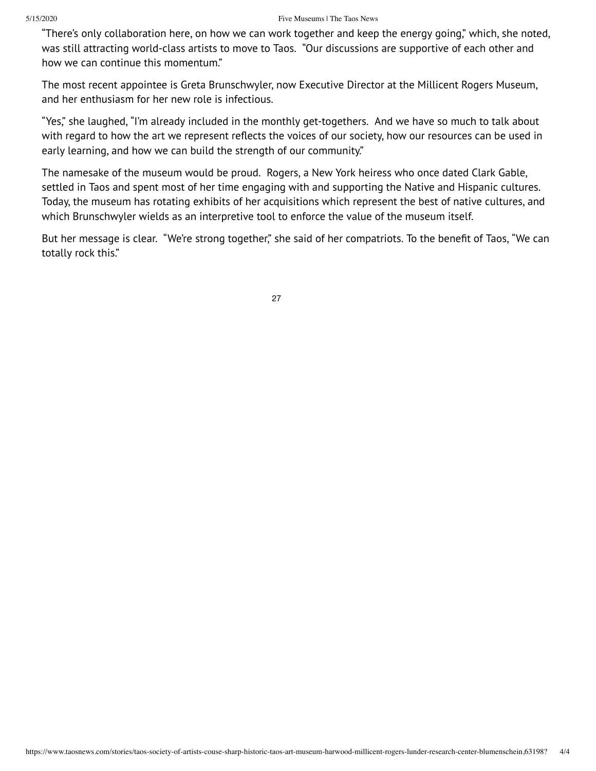"There's only collaboration here, on how we can work together and keep the energy going," which, she noted, was still attracting world-class artists to move to Taos. "Our discussions are supportive of each other and how we can continue this momentum."

The most recent appointee is Greta Brunschwyler, now Executive Director at the Millicent Rogers Museum, and her enthusiasm for her new role is infectious.

"Yes," she laughed, "I'm already included in the monthly get-togethers. And we have so much to talk about with regard to how the art we represent reflects the voices of our society, how our resources can be used in early learning, and how we can build the strength of our community."

The namesake of the museum would be proud. Rogers, a New York heiress who once dated Clark Gable, settled in Taos and spent most of her time engaging with and supporting the Native and Hispanic cultures. Today, the museum has rotating exhibits of her acquisitions which represent the best of native cultures, and which Brunschwyler wields as an interpretive tool to enforce the value of the museum itself.

But her message is clear. "We're strong together," she said of her compatriots. To the benefit of Taos, "We can totally rock this."